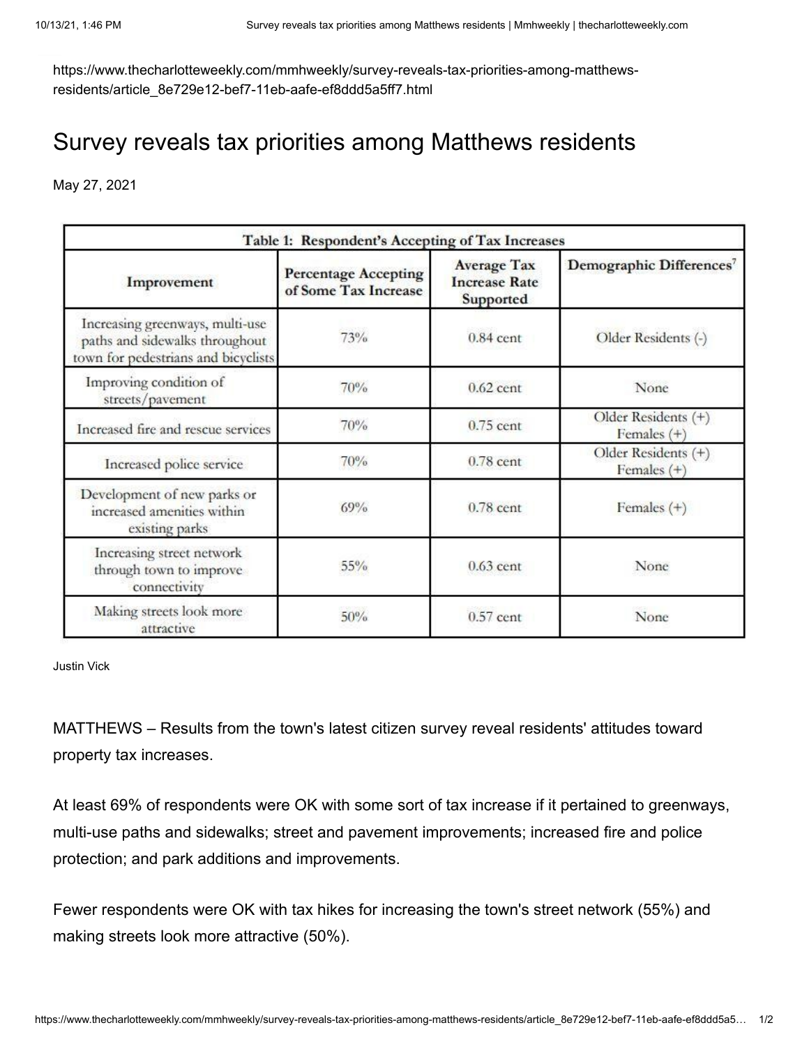https://www.thecharlotteweekly.com/mmhweekly/survey-reveals-tax-priorities-among-matthews-residents/article_8e729e12-bef7-11eb-aafe-ef8ddd5a5ff7.html

# Survey reveals tax priorities among Matthews residents

May 27, 2021

**Table 1: Respondent's Accepting of Tax Increases**

| Improvement | Percentage Accepting of Some Tax Increase | Average Tax Increase Rate Supported | Demographic Differences[7] |
|---|---|---|---|
| Increasing greenways, multi-use paths and sidewalks throughout town for pedestrians and bicyclists | 73% | 0.84 cent | Older Residents (-) |
| Improving condition of streets/pavement | 70% | 0.62 cent | None |
| Increased fire and rescue services | 70% | 0.75 cent | Older Residents (+) Females (+) |
| Increased police service | 70% | 0.78 cent | Older Residents (+) Females (+) |
| Development of new parks or increased amenities within existing parks | 69% | 0.78 cent | Females (+) |
| Increasing street network through town to improve connectivity | 55% | 0.63 cent | None |
| Making streets look more attractive | 50% | 0.57 cent | None |

Justin Vick

MATTHEWS – Results from the town's latest citizen survey reveal residents' attitudes toward property tax increases.

At least 69% of respondents were OK with some sort of tax increase if it pertained to greenways, multi-use paths and sidewalks; street and pavement improvements; increased fire and police protection; and park additions and improvements.

Fewer respondents were OK with tax hikes for increasing the town's street network (55%) and making streets look more attractive (50%).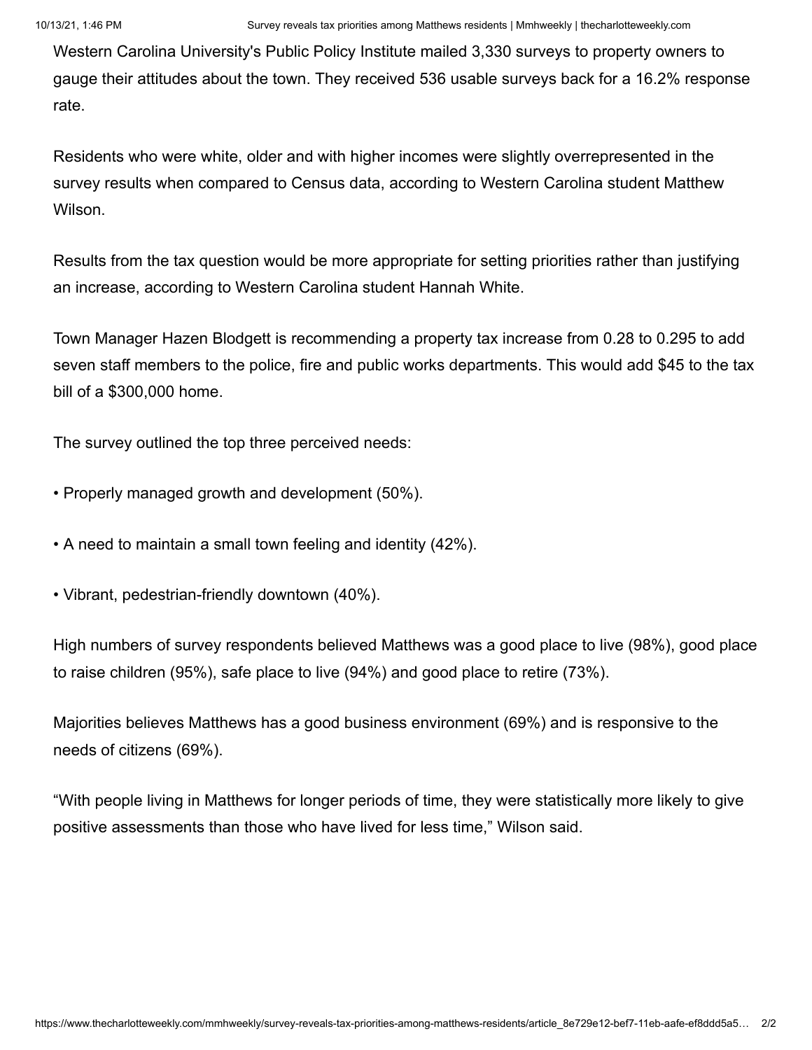Western Carolina University's Public Policy Institute mailed 3,330 surveys to property owners to gauge their attitudes about the town. They received 536 usable surveys back for a 16.2% response rate.

Residents who were white, older and with higher incomes were slightly overrepresented in the survey results when compared to Census data, according to Western Carolina student Matthew Wilson.

Results from the tax question would be more appropriate for setting priorities rather than justifying an increase, according to Western Carolina student Hannah White.

Town Manager Hazen Blodgett is recommending a property tax increase from 0.28 to 0.295 to add seven staff members to the police, fire and public works departments. This would add $45 to the tax bill of a $300,000 home.

The survey outlined the top three perceived needs:

• Properly managed growth and development (50%).

• A need to maintain a small town feeling and identity (42%).

• Vibrant, pedestrian-friendly downtown (40%).

High numbers of survey respondents believed Matthews was a good place to live (98%), good place to raise children (95%), safe place to live (94%) and good place to retire (73%).

Majorities believes Matthews has a good business environment (69%) and is responsive to the needs of citizens (69%).

“With people living in Matthews for longer periods of time, they were statistically more likely to give positive assessments than those who have lived for less time,” Wilson said.